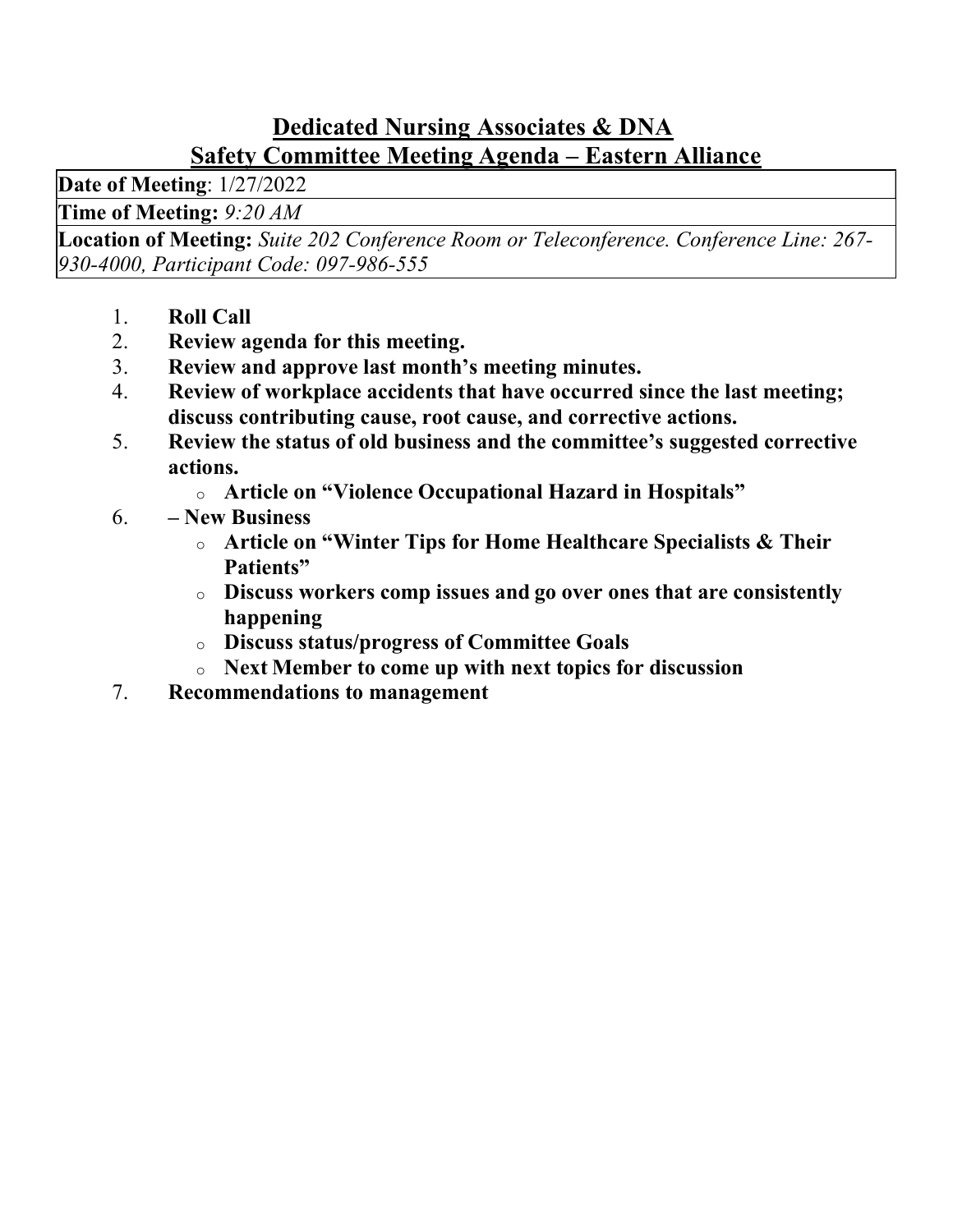# Dedicated Nursing Associates & DNA
## Safety Committee Meeting Agenda – Eastern Alliance

| **Date of Meeting**: 1/27/2022 |
|---|
| **Time of Meeting:** *9:20 AM* |
| **Location of Meeting:** *Suite 202 Conference Room or Teleconference. Conference Line: 267-930-4000, Participant Code: 097-986-555* |

1. **Roll Call**
2. **Review agenda for this meeting.**
3. **Review and approve last month's meeting minutes.**
4. **Review of workplace accidents that have occurred since the last meeting; discuss contributing cause, root cause, and corrective actions.**
5. **Review the status of old business and the committee's suggested corrective actions.**
   - **Article on "Violence Occupational Hazard in Hospitals"**
6. **– New Business**
   - **Article on "Winter Tips for Home Healthcare Specialists & Their Patients"**
   - **Discuss workers comp issues and go over ones that are consistently happening**
   - **Discuss status/progress of Committee Goals**
   - **Next Member to come up with next topics for discussion**
7. **Recommendations to management**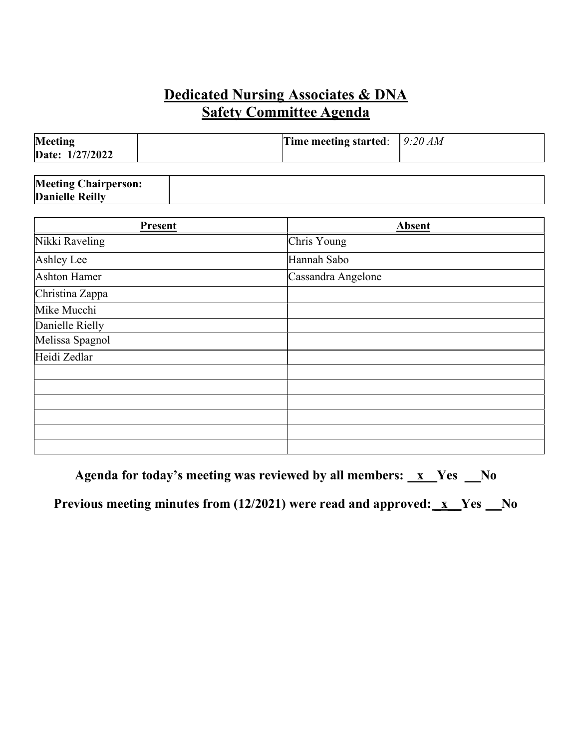# Dedicated Nursing Associates & DNA
## Safety Committee Agenda

| Meeting Date: 1/27/2022 | | Time meeting started: | 9:20 AM |
|---|---|---|---|

| Meeting Chairperson: Danielle Reilly | |
|---|---|

| Present | Absent |
|---|---|
| Nikki Raveling | Chris Young |
| Ashley Lee | Hannah Sabo |
| Ashton Hamer | Cassandra Angelone |
| Christina Zappa | |
| Mike Mucchi | |
| Danielle Rielly | |
| Melissa Spagnol | |
| Heidi Zedlar | |
| | |
| | |
| | |
| | |
| | |
| | |

**Agenda for today's meeting was reviewed by all members: \_\_x\_\_Yes \_\_No**

**Previous meeting minutes from (12/2021) were read and approved: \_x\_\_Yes \_\_No**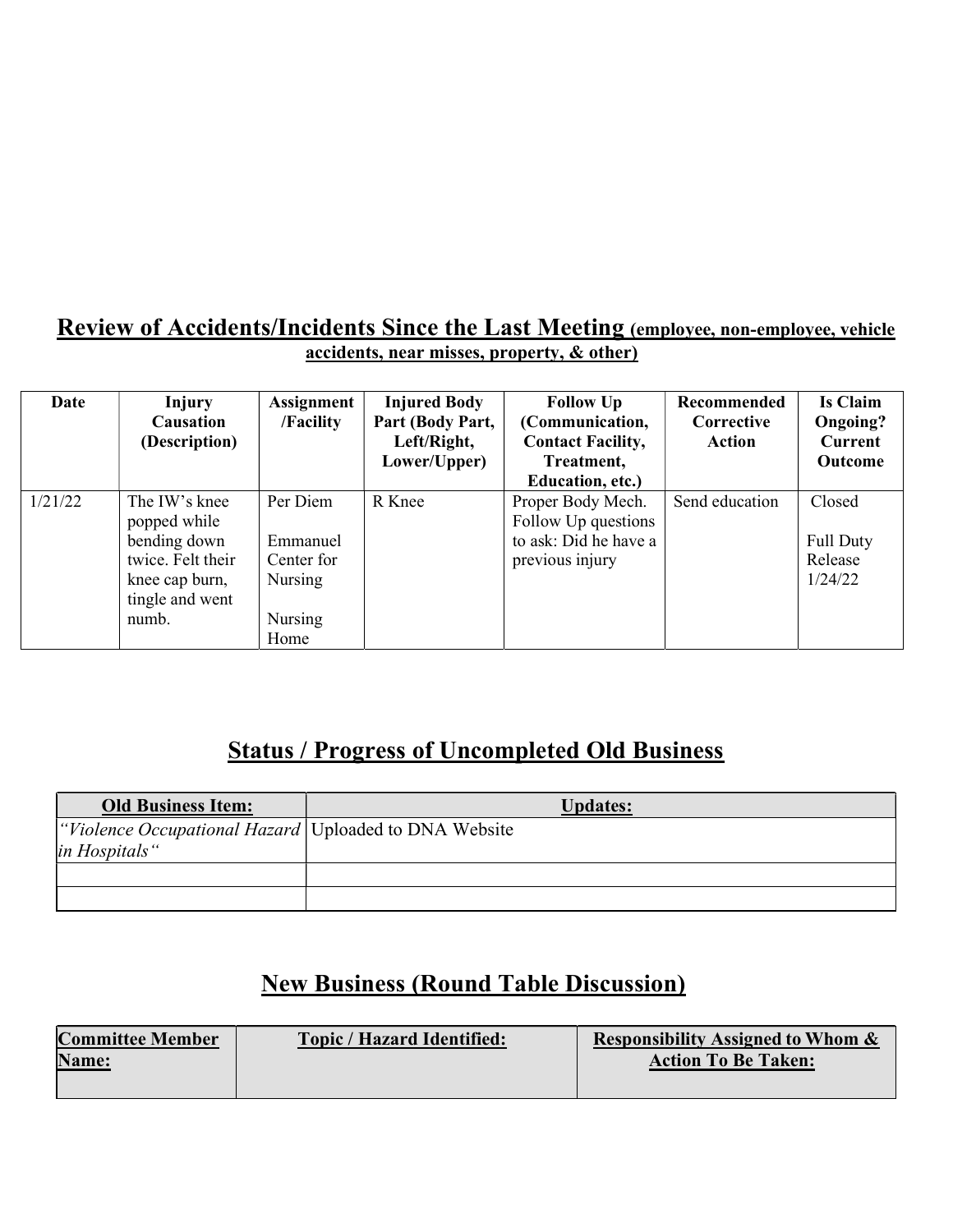## Review of Accidents/Incidents Since the Last Meeting (employee, non-employee, vehicle accidents, near misses, property, & other)

| Date | Injury Causation (Description) | Assignment /Facility | Injured Body Part (Body Part, Left/Right, Lower/Upper) | Follow Up (Communication, Contact Facility, Treatment, Education, etc.) | Recommended Corrective Action | Is Claim Ongoing? Current Outcome |
|---|---|---|---|---|---|---|
| 1/21/22 | The IW's knee popped while bending down twice. Felt their knee cap burn, tingle and went numb. | Per Diem<br><br>Emmanuel Center for Nursing<br><br>Nursing Home | R Knee | Proper Body Mech. Follow Up questions to ask: Did he have a previous injury | Send education | Closed<br><br>Full Duty Release 1/24/22 |

## Status / Progress of Uncompleted Old Business

| Old Business Item: | Updates: |
|---|---|
| *"Violence Occupational Hazard in Hospitals"* | Uploaded to DNA Website |
| | |
| | |

## New Business (Round Table Discussion)

| Committee Member Name: | Topic / Hazard Identified: | Responsibility Assigned to Whom & Action To Be Taken: |
|---|---|---|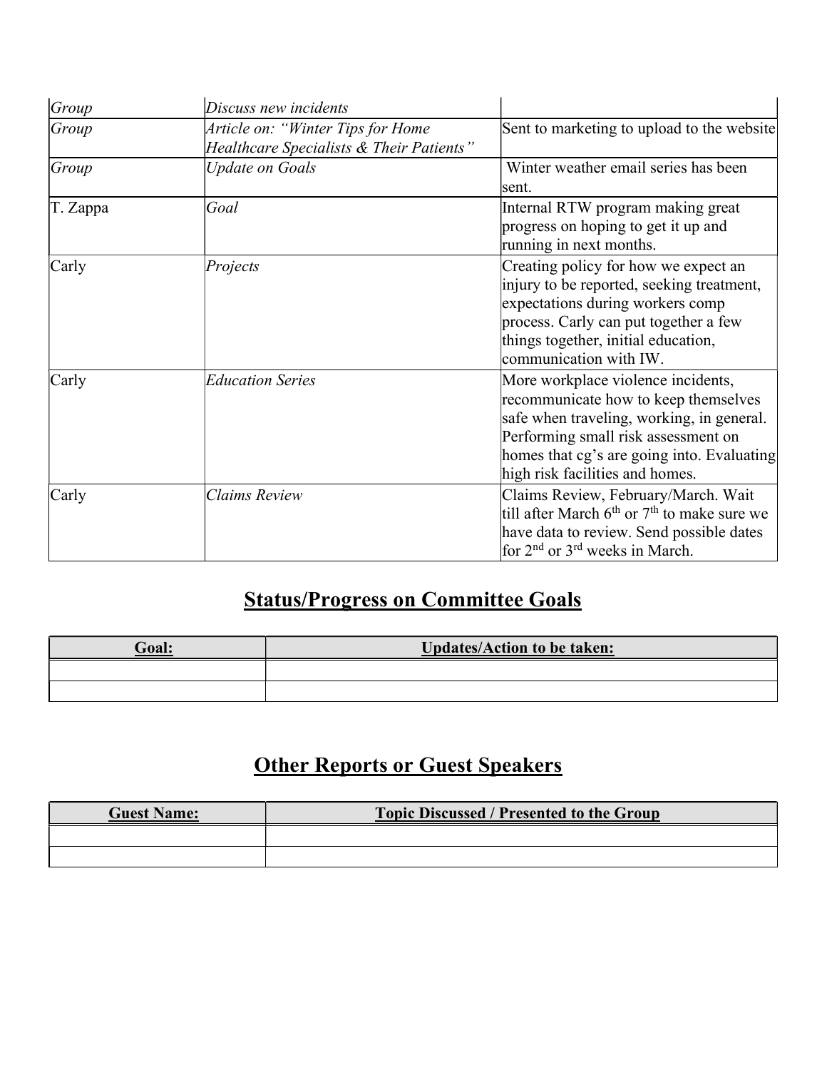| | | |
|---|---|---|
| *Group* | *Discuss new incidents* | |
| *Group* | *Article on: "Winter Tips for Home Healthcare Specialists & Their Patients"* | Sent to marketing to upload to the website |
| *Group* | *Update on Goals* | Winter weather email series has been sent. |
| T. Zappa | *Goal* | Internal RTW program making great progress on hoping to get it up and running in next months. |
| Carly | *Projects* | Creating policy for how we expect an injury to be reported, seeking treatment, expectations during workers comp process. Carly can put together a few things together, initial education, communication with IW. |
| Carly | *Education Series* | More workplace violence incidents, recommunicate how to keep themselves safe when traveling, working, in general. Performing small risk assessment on homes that cg's are going into. Evaluating high risk facilities and homes. |
| Carly | *Claims Review* | Claims Review, February/March. Wait till after March 6th or 7th to make sure we have data to review. Send possible dates for 2nd or 3rd weeks in March. |

## Status/Progress on Committee Goals

| Goal: | Updates/Action to be taken: |
|---|---|
| | |
| | |

## Other Reports or Guest Speakers

| Guest Name: | Topic Discussed / Presented to the Group |
|---|---|
| | |
| | |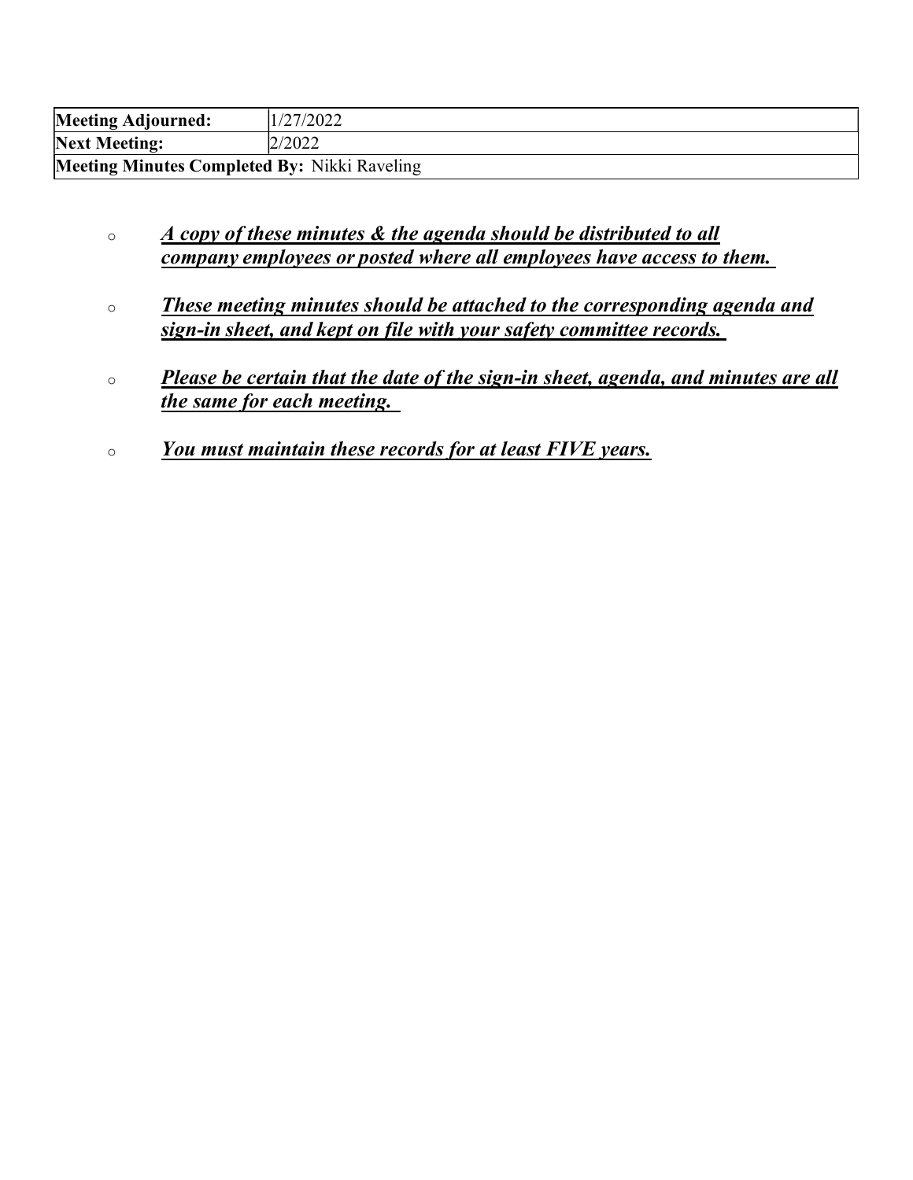| | |
|---|---|
| **Meeting Adjourned:** | 1/27/2022 |
| **Next Meeting:** | 2/2022 |
| **Meeting Minutes Completed By:** Nikki Raveling | |

- ***A copy of these minutes & the agenda should be distributed to all company employees or posted where all employees have access to them.***

- ***These meeting minutes should be attached to the corresponding agenda and sign-in sheet, and kept on file with your safety committee records.***

- ***Please be certain that the date of the sign-in sheet, agenda, and minutes are all the same for each meeting.***

- ***You must maintain these records for at least FIVE years.***